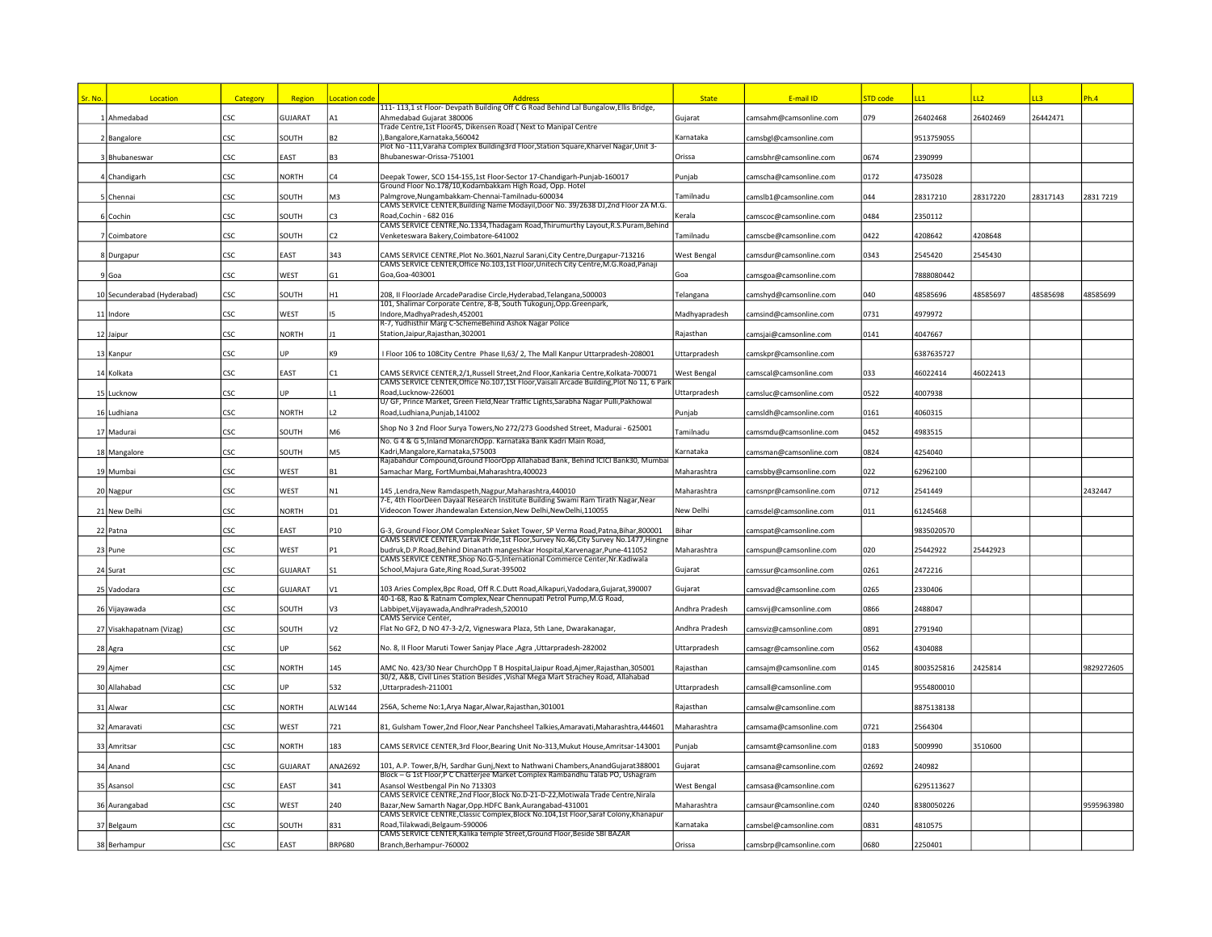| Sr. No. | Location | Category | Region | Location code | Address | State | E-mail ID | STD code | LL1 | LL2 | LL3 | Ph.4 |
|---|---|---|---|---|---|---|---|---|---|---|---|---|
| 1 | Ahmedabad | CSC | GUJARAT | A1 | 111- 113,1 st Floor- Devpath Building Off C G Road Behind Lal Bungalow,Ellis Bridge, Ahmedabad Gujarat 380006 | Gujarat | camsahm@camsonline.com | 079 | 26402468 | 26402469 | 26442471 | |
| 2 | Bangalore | CSC | SOUTH | B2 | Trade Centre,1st Floor45, Dikensen Road ( Next to Manipal Centre ),Bangalore,Karnataka,560042 | Karnataka | camsbgl@camsonline.com | | 9513759055 | | | |
| 3 | Bhubaneswar | CSC | EAST | B3 | Plot No -111,Varaha Complex Building3rd Floor,Station Square,Kharvel Nagar,Unit 3-Bhubaneswar-Orissa-751001 | Orissa | camsbhr@camsonline.com | 0674 | 2390999 | | | |
| 4 | Chandigarh | CSC | NORTH | C4 | Deepak Tower, SCO 154-155,1st Floor-Sector 17-Chandigarh-Punjab-160017 | Punjab | camscha@camsonline.com | 0172 | 4735028 | | | |
| 5 | Chennai | CSC | SOUTH | M3 | Ground Floor No.178/10,Kodambakkam High Road, Opp. Hotel Palmgrove,Nungambakkam-Chennai-Tamilnadu-600034 | Tamilnadu | camslb1@camsonline.com | 044 | 28317210 | 28317220 | 28317143 | 2831 7219 |
| 6 | Cochin | CSC | SOUTH | C3 | CAMS SERVICE CENTER,Building Name Modayil,Door No. 39/2638 DJ,2nd Floor 2A M.G. Road,Cochin - 682 016 | Kerala | camscoc@camsonline.com | 0484 | 2350112 | | | |
| 7 | Coimbatore | CSC | SOUTH | C2 | CAMS SERVICE CENTRE,No.1334,Thadagam Road,Thirumurthy Layout,R.S.Puram,Behind Venketeswara Bakery,Coimbatore-641002 | Tamilnadu | camscbe@camsonline.com | 0422 | 4208642 | 4208648 | | |
| 8 | Durgapur | CSC | EAST | 343 | CAMS SERVICE CENTRE,Plot No.3601,Nazrul Sarani,City Centre,Durgapur-713216 | West Bengal | camsdur@camsonline.com | 0343 | 2545420 | 2545430 | | |
| 9 | Goa | CSC | WEST | G1 | CAMS SERVICE CENTER,Office No.103,1st Floor,Unitech City Centre,M.G.Road,Panaji Goa,Goa-403001 | Goa | camsgoa@camsonline.com | | 7888080442 | | | |
| 10 | Secunderabad (Hyderabad) | CSC | SOUTH | H1 | 208, II FloorJade ArcadeParadise Circle,Hyderabad,Telangana,500003 | Telangana | camshyd@camsonline.com | 040 | 48585696 | 48585697 | 48585698 | 48585699 |
| 11 | Indore | CSC | WEST | I5 | 101, Shalimar Corporate Centre, 8-B, South Tukogunj,Opp.Greenpark, Indore,MadhyaPradesh,452001 | Madhyapradesh | camsind@camsonline.com | 0731 | 4979972 | | | |
| 12 | Jaipur | CSC | NORTH | J1 | R-7, Yudhisthir Marg C-SchemeBehind Ashok Nagar Police Station,Jaipur,Rajasthan,302001 | Rajasthan | camsjai@camsonline.com | 0141 | 4047667 | | | |
| 13 | Kanpur | CSC | UP | K9 | I Floor 106 to 108City Centre Phase II,63/ 2, The Mall Kanpur Uttarpradesh-208001 | Uttarpradesh | camskpr@camsonline.com | | 6387635727 | | | |
| 14 | Kolkata | CSC | EAST | C1 | CAMS SERVICE CENTER,2/1,Russell Street,2nd Floor,Kankaria Centre,Kolkata-700071 | West Bengal | camscal@camsonline.com | 033 | 46022414 | 46022413 | | |
| 15 | Lucknow | CSC | UP | L1 | CAMS SERVICE CENTER,Office No.107,1st Floor,Vaisali Arcade Building,Plot No 11, 6 Park Road,Lucknow-226001 | Uttarpradesh | camsluc@camsonline.com | 0522 | 4007938 | | | |
| 16 | Ludhiana | CSC | NORTH | L2 | U/ GF, Prince Market, Green Field,Near Traffic Lights,Sarabha Nagar Pulli,Pakhowal Road,Ludhiana,Punjab,141002 | Punjab | camsldh@camsonline.com | 0161 | 4060315 | | | |
| 17 | Madurai | CSC | SOUTH | M6 | Shop No 3 2nd Floor Surya Towers,No 272/273 Goodshed Street, Madurai - 625001 | Tamilnadu | camsmdu@camsonline.com | 0452 | 4983515 | | | |
| 18 | Mangalore | CSC | SOUTH | M5 | No. G 4 & G 5,Inland MonarchOpp. Karnataka Bank Kadri Main Road, Kadri,Mangalore,Karnataka,575003 | Karnataka | camsman@camsonline.com | 0824 | 4254040 | | | |
| 19 | Mumbai | CSC | WEST | B1 | Rajabahdur Compound,Ground FloorOpp Allahabad Bank, Behind ICICI Bank30, Mumbai Samachar Marg, FortMumbai,Maharashtra,400023 | Maharashtra | camsbby@camsonline.com | 022 | 62962100 | | | |
| 20 | Nagpur | CSC | WEST | N1 | 145 ,Lendra,New Ramdaspeth,Nagpur,Maharashtra,440010 | Maharashtra | camsnpr@camsonline.com | 0712 | 2541449 | | | 2432447 |
| 21 | New Delhi | CSC | NORTH | D1 | 7-E, 4th FloorDeen Dayaal Research Institute Building Swami Ram Tirath Nagar,Near Videocon Tower Jhandewalan Extension,New Delhi,NewDelhi,110055 | New Delhi | camsdel@camsonline.com | 011 | 61245468 | | | |
| 22 | Patna | CSC | EAST | P10 | G-3, Ground Floor,OM ComplexNear Saket Tower, SP Verma Road,Patna,Bihar,800001 | Bihar | camspat@camsonline.com | | 9835020570 | | | |
| 23 | Pune | CSC | WEST | P1 | CAMS SERVICE CENTER,Vartak Pride,1st Floor,Survey No.46,City Survey No.1477,Hingne budruk,D.P.Road,Behind Dinanath mangeshkar Hospital,Karvenagar,Pune-411052 | Maharashtra | camspun@camsonline.com | 020 | 25442922 | 25442923 | | |
| 24 | Surat | CSC | GUJARAT | S1 | CAMS SERVICE CENTRE,Shop No.G-5,International Commerce Center,Nr.Kadiwala School,Majura Gate,Ring Road,Surat-395002 | Gujarat | camssur@camsonline.com | 0261 | 2472216 | | | |
| 25 | Vadodara | CSC | GUJARAT | V1 | 103 Aries Complex,Bpc Road, Off R.C.Dutt Road,Alkapuri,Vadodara,Gujarat,390007 | Gujarat | camsvad@camsonline.com | 0265 | 2330406 | | | |
| 26 | Vijayawada | CSC | SOUTH | V3 | 40-1-68, Rao & Ratnam Complex,Near Chennupati Petrol Pump,M.G Road, Labbipet,Vijayawada,AndhraPradesh,520010 | Andhra Pradesh | camsvij@camsonline.com | 0866 | 2488047 | | | |
| 27 | Visakhapatnam (Vizag) | CSC | SOUTH | V2 | CAMS Service Center, Flat No GF2, D NO 47-3-2/2, Vigneswara Plaza, 5th Lane, Dwarakanagar, | Andhra Pradesh | camsviz@camsonline.com | 0891 | 2791940 | | | |
| 28 | Agra | CSC | UP | 562 | No. 8, II Floor Maruti Tower Sanjay Place ,Agra ,Uttarpradesh-282002 | Uttarpradesh | camsagr@camsonline.com | 0562 | 4304088 | | | |
| 29 | Ajmer | CSC | NORTH | 145 | AMC No. 423/30 Near ChurchOpp T B Hospital,Jaipur Road,Ajmer,Rajasthan,305001 | Rajasthan | camsajm@camsonline.com | 0145 | 8003525816 | 2425814 | | 9829272605 |
| 30 | Allahabad | CSC | UP | 532 | 30/2, A&B, Civil Lines Station Besides ,Vishal Mega Mart Strachey Road, Allahabad ,Uttarpradesh-211001 | Uttarpradesh | camsall@camsonline.com | | 9554800010 | | | |
| 31 | Alwar | CSC | NORTH | ALW144 | 256A, Scheme No:1,Arya Nagar,Alwar,Rajasthan,301001 | Rajasthan | camsalw@camsonline.com | | 8875138138 | | | |
| 32 | Amaravati | CSC | WEST | 721 | 81, Gulsham Tower,2nd Floor,Near Panchsheel Talkies,Amaravati,Maharashtra,444601 | Maharashtra | camsama@camsonline.com | 0721 | 2564304 | | | |
| 33 | Amritsar | CSC | NORTH | 183 | CAMS SERVICE CENTER,3rd Floor,Bearing Unit No-313,Mukut House,Amritsar-143001 | Punjab | camsamt@camsonline.com | 0183 | 5009990 | 3510600 | | |
| 34 | Anand | CSC | GUJARAT | ANA2692 | 101, A.P. Tower,B/H, Sardhar Gunj,Next to Nathwani Chambers,AnandGujarat388001 | Gujarat | camsana@camsonline.com | 02692 | 240982 | | | |
| 35 | Asansol | CSC | EAST | 341 | Block – G 1st Floor,P C Chatterjee Market Complex Rambandhu Talab PO, Ushagram Asansol Westbengal Pin No 713303 | West Bengal | camsasa@camsonline.com | | 6295113627 | | | |
| 36 | Aurangabad | CSC | WEST | 240 | CAMS SERVICE CENTRE,2nd Floor,Block No.D-21-D-22,Motiwala Trade Centre,Nirala Bazar,New Samarth Nagar,Opp.HDFC Bank,Aurangabad-431001 | Maharashtra | camsaur@camsonline.com | 0240 | 8380050226 | | | 9595963980 |
| 37 | Belgaum | CSC | SOUTH | 831 | CAMS SERVICE CENTRE,Classic Complex,Block No.104,1st Floor,Saraf Colony,Khanapur Road,Tilakwadi,Belgaum-590006 | Karnataka | camsbel@camsonline.com | 0831 | 4810575 | | | |
| 38 | Berhampur | CSC | EAST | BRP680 | CAMS SERVICE CENTER,Kalika temple Street,Ground Floor,Beside SBI BAZAR Branch,Berhampur-760002 | Orissa | camsbrp@camsonline.com | 0680 | 2250401 | | | |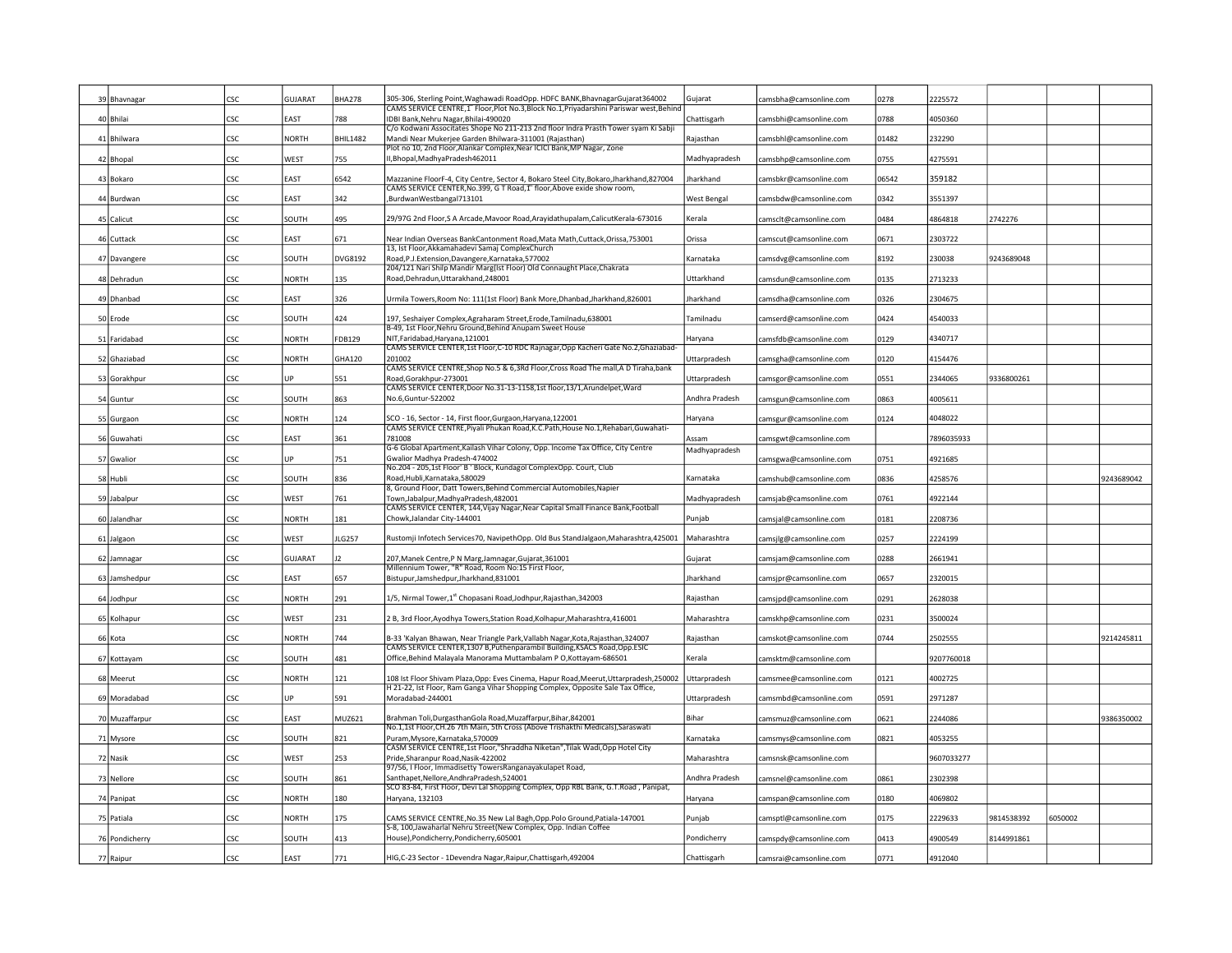| | | | | | | | | | | | |
|---|---|---|---|---|---|---|---|---|---|---|---|
| 39 | Bhavnagar | CSC | GUJARAT | BHA278 | 305-306, Sterling Point,Waghawadi RoadOpp. HDFC BANK,BhavnagarGujarat364002 | Gujarat | camsbha@camsonline.com | 0278 | 2225572 | | |
| 40 | Bhilai | CSC | EAST | 788 | CAMS SERVICE CENTRE,1st Floor,Plot No.3,Block No.1,Priyadarshini Pariswar west,Behind IDBI Bank,Nehru Nagar,Bhilai-490020 | Chattisgarh | camsbhi@camsonline.com | 0788 | 4050360 | | |
| 41 | Bhilwara | CSC | NORTH | BHIL1482 | C/o Kodwani Associtates Shope No 211-213 2nd floor Indra Prasth Tower syam Ki Sabji Mandi Near Mukerjee Garden Bhilwara-311001 (Rajasthan) | Rajasthan | camsbhl@camsonline.com | 01482 | 232290 | | |
| 42 | Bhopal | CSC | WEST | 755 | Plot no 10, 2nd Floor,Alankar Complex,Near ICICI Bank,MP Nagar, Zone II,Bhopal,MadhyaPradesh462011 | Madhyapradesh | camsbhp@camsonline.com | 0755 | 4275591 | | |
| 43 | Bokaro | CSC | EAST | 6542 | Mazzanine FloorF-4, City Centre, Sector 4, Bokaro Steel City,Bokaro,Jharkhand,827004 | Jharkhand | camsbkr@camsonline.com | 06542 | 359182 | | |
| 44 | Burdwan | CSC | EAST | 342 | CAMS SERVICE CENTER,No.399, G T Road,1st floor,Above exide show room, ,BurdwanWestbangal713101 | West Bengal | camsbdw@camsonline.com | 0342 | 3551397 | | |
| 45 | Calicut | CSC | SOUTH | 495 | 29/97G 2nd Floor,S A Arcade,Mavoor Road,Arayidathupalam,CalicutKerala-673016 | Kerala | camsclt@camsonline.com | 0484 | 4864818 | 2742276 | |
| 46 | Cuttack | CSC | EAST | 671 | Near Indian Overseas BankCantonment Road,Mata Math,Cuttack,Orissa,753001 | Orissa | camscut@camsonline.com | 0671 | 2303722 | | |
| 47 | Davangere | CSC | SOUTH | DVG8192 | 13, Ist Floor,Akkamahadevi Samaj ComplexChurch Road,P.J.Extension,Davangere,Karnataka,577002 | Karnataka | camsdvg@camsonline.com | 8192 | 230038 | 9243689048 | |
| 48 | Dehradun | CSC | NORTH | 135 | 204/121 Nari Shilp Mandir Marg(Ist Floor) Old Connaught Place,Chakrata Road,Dehradun,Uttarakhand,248001 | Uttarkhand | camsdun@camsonline.com | 0135 | 2713233 | | |
| 49 | Dhanbad | CSC | EAST | 326 | Urmila Towers,Room No: 111(1st Floor) Bank More,Dhanbad,Jharkhand,826001 | Jharkhand | camsdha@camsonline.com | 0326 | 2304675 | | |
| 50 | Erode | CSC | SOUTH | 424 | 197, Seshaiyer Complex,Agraharam Street,Erode,Tamilnadu,638001 | Tamilnadu | camserd@camsonline.com | 0424 | 4540033 | | |
| 51 | Faridabad | CSC | NORTH | FDB129 | B-49, 1st Floor,Nehru Ground,Behind Anupam Sweet House NIT,Faridabad,Haryana,121001 | Haryana | camsfdb@camsonline.com | 0129 | 4340717 | | |
| 52 | Ghaziabad | CSC | NORTH | GHA120 | CAMS SERVICE CENTRE,1st Floor,C-10 RDC Rajnagar,Opp Kacheri Gate No.2,Ghaziabad-201002 | Uttarpradesh | camsgha@camsonline.com | 0120 | 4154476 | | |
| 53 | Gorakhpur | CSC | UP | 551 | CAMS SERVICE CENTRE,Shop No.5 & 6,3Rd Floor,Cross Road The mall,A D Tiraha,bank Road,Gorakhpur-273001 | Uttarpradesh | camsgor@camsonline.com | 0551 | 2344065 | 9336800261 | |
| 54 | Guntur | CSC | SOUTH | 863 | CAMS SERVICE CENTER,Door No.31-13-1158,1st floor,13/1,Arundelpet,Ward No.6,Guntur-522002 | Andhra Pradesh | camsgun@camsonline.com | 0863 | 4005611 | | |
| 55 | Gurgaon | CSC | NORTH | 124 | SCO - 16, Sector - 14, First floor,Gurgaon,Haryana,122001 | Haryana | camsgur@camsonline.com | 0124 | 4048022 | | |
| 56 | Guwahati | CSC | EAST | 361 | CAMS SERVICE CENTRE,Piyali Phukan Road,K.C.Path,House No.1,Rehabari,Guwahati-781008 | Assam | camsgwt@camsonline.com | | 7896035933 | | |
| 57 | Gwalior | CSC | UP | 751 | G-6 Global Apartment,Kailash Vihar Colony, Opp. Income Tax Office, City Centre Gwalior Madhya Pradesh-474002 | Madhyapradesh | camsgwa@camsonline.com | 0751 | 4921685 | | |
| 58 | Hubli | CSC | SOUTH | 836 | No.204 - 205,1st Floor' B ' Block, Kundagol ComplexOpp. Court, Club Road,Hubli,Karnataka,580029 | Karnataka | camshub@camsonline.com | 0836 | 4258576 | | 9243689042 |
| 59 | Jabalpur | CSC | WEST | 761 | 8, Ground Floor, Datt Towers,Behind Commercial Automobiles,Napier Town,Jabalpur,MadhyaPradesh,482001 | Madhyapradesh | camsjab@camsonline.com | 0761 | 4922144 | | |
| 60 | Jalandhar | CSC | NORTH | 181 | CAMS SERVICE CENTER, 144,Vijay Nagar,Near Capital Small Finance Bank,Football Chowk,Jalandar City-144001 | Punjab | camsjal@camsonline.com | 0181 | 2208736 | | |
| 61 | Jalgaon | CSC | WEST | JLG257 | Rustomji Infotech Services70, NavipethOpp. Old Bus StandJalgaon,Maharashtra,425001 | Maharashtra | camsjlg@camsonline.com | 0257 | 2224199 | | |
| 62 | Jamnagar | CSC | GUJARAT | J2 | 207,Manek Centre,P N Marg,Jamnagar,Gujarat,361001 | Gujarat | camsjam@camsonline.com | 0288 | 2661941 | | |
| 63 | Jamshedpur | CSC | EAST | 657 | Millennium Tower, "R" Road, Room No:15 First Floor, Bistupur,Jamshedpur,Jharkhand,831001 | Jharkhand | camsjpr@camsonline.com | 0657 | 2320015 | | |
| 64 | Jodhpur | CSC | NORTH | 291 | 1/5, Nirmal Tower,1st Chopasani Road,Jodhpur,Rajasthan,342003 | Rajasthan | camsjpd@camsonline.com | 0291 | 2628038 | | |
| 65 | Kolhapur | CSC | WEST | 231 | 2 B, 3rd Floor,Ayodhya Towers,Station Road,Kolhapur,Maharashtra,416001 | Maharashtra | camskhp@camsonline.com | 0231 | 3500024 | | |
| 66 | Kota | CSC | NORTH | 744 | B-33 'Kalyan Bhawan, Near Triangle Park,Vallabh Nagar,Kota,Rajasthan,324007 | Rajasthan | camskot@camsonline.com | 0744 | 2502555 | | 9214245811 |
| 67 | Kottayam | CSC | SOUTH | 481 | CAMS SERVICE CENTER,1307 B,Puthenparambil Building,KSACS Road,Opp.ESIC Office,Behind Malayala Manorama Muttambalam P O,Kottayam-686501 | Kerala | camsktm@camsonline.com | | 9207760018 | | |
| 68 | Meerut | CSC | NORTH | 121 | 108 Ist Floor Shivam Plaza,Opp: Eves Cinema, Hapur Road,Meerut,Uttarpradesh,250002 | Uttarpradesh | camsmee@camsonline.com | 0121 | 4002725 | | |
| 69 | Moradabad | CSC | UP | 591 | H 21-22, Ist Floor, Ram Ganga Vihar Shopping Complex, Opposite Sale Tax Office, Moradabad-244001 | Uttarpradesh | camsmbd@camsonline.com | 0591 | 2971287 | | |
| 70 | Muzaffarpur | CSC | EAST | MUZ621 | Brahman Toli,DurgasthanGola Road,Muzaffarpur,Bihar,842001 | Bihar | camsmuz@camsonline.com | 0621 | 2244086 | | 9386350002 |
| 71 | Mysore | CSC | SOUTH | 821 | No.1,1st Floor,CH.26 7th Main, 5th Cross (Above Trishakthi Medicals),Saraswati Puram,Mysore,Karnataka,570009 | Karnataka | camsmys@camsonline.com | 0821 | 4053255 | | |
| 72 | Nasik | CSC | WEST | 253 | CASM SERVICE CENTRE,1st Floor,"Shraddha Niketan",Tilak Wadi,Opp Hotel City Pride,Sharanpur Road,Nasik-422002 | Maharashtra | camsnsk@camsonline.com | | 9607033277 | | |
| 73 | Nellore | CSC | SOUTH | 861 | 97/56, I Floor, Immadisetty TowersRanganayakulapet Road, Santhapet,Nellore,AndhraPradesh,524001 | Andhra Pradesh | camsnel@camsonline.com | 0861 | 2302398 | | |
| 74 | Panipat | CSC | NORTH | 180 | SCO 83-84, First Floor, Devi Lal Shopping Complex, Opp RBL Bank, G.T.Road , Panipat, Haryana, 132103 | Haryana | camspan@camsonline.com | 0180 | 4069802 | | |
| 75 | Patiala | CSC | NORTH | 175 | CAMS SERVICE CENTRE,No.35 New Lal Bagh,Opp.Polo Ground,Patiala-147001 | Punjab | camsptl@camsonline.com | 0175 | 2229633 | 9814538392 | 6050002 |
| 76 | Pondicherry | CSC | SOUTH | 413 | S-8, 100,Jawaharlal Nehru Street(New Complex, Opp. Indian Coffee House),Pondicherry,Pondicherry,605001 | Pondicherry | camspdy@camsonline.com | 0413 | 4900549 | 8144991861 | |
| 77 | Raipur | CSC | EAST | 771 | HIG,C-23 Sector - 1Devendra Nagar,Raipur,Chattisgarh,492004 | Chattisgarh | camsrai@camsonline.com | 0771 | 4912040 | | |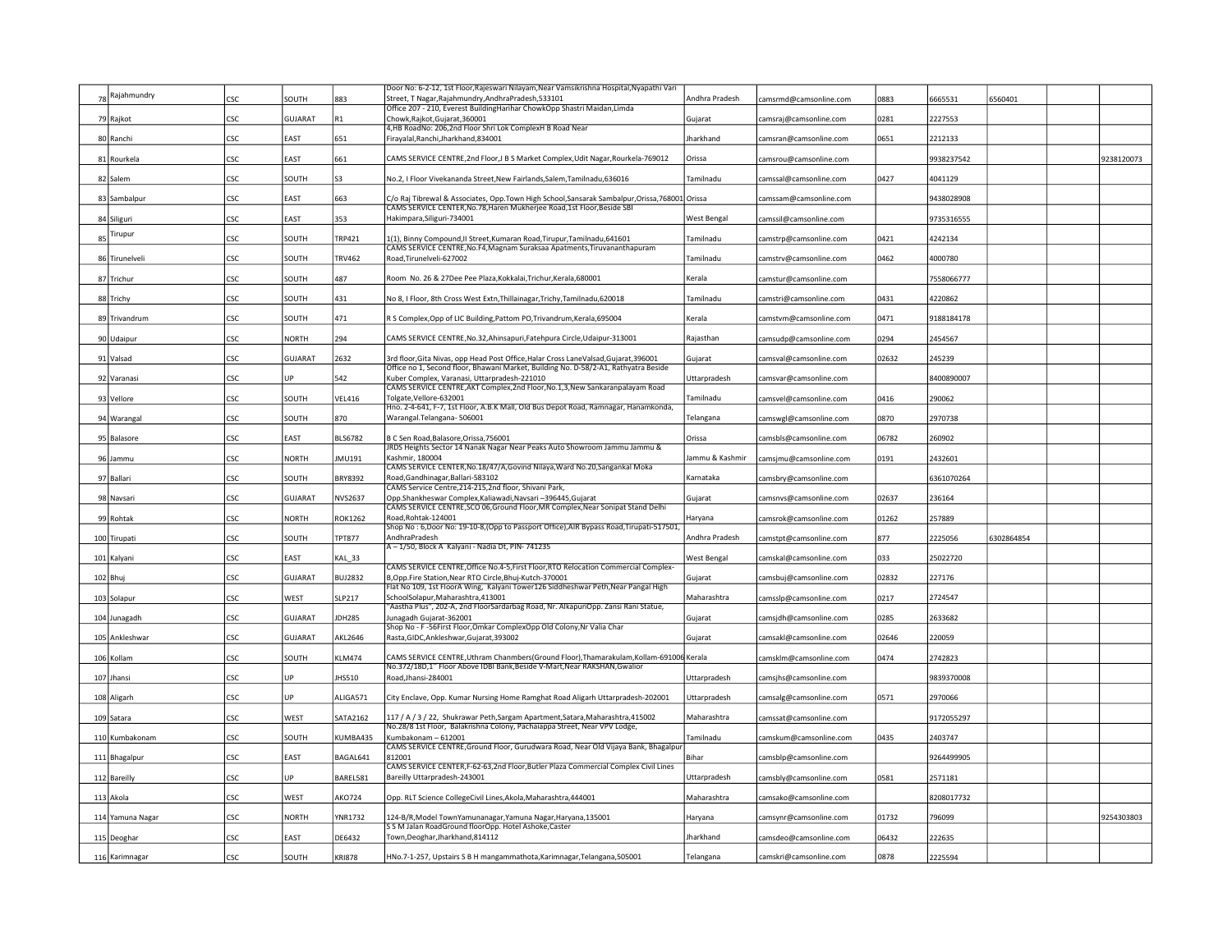| 78 | Rajahmundry | CSC | SOUTH | 883 | Door No: 6-2-12, 1st Floor,Rajeswari Nilayam,Near Vamsikrishna Hospital,Nyapathi Vari Street, T Nagar,Rajahmundry,AndhraPradesh,533101 | Andhra Pradesh | camsrmd@camsonline.com | 0883 | 6665531 | 6560401 | | |
|---|---|---|---|---|---|---|---|---|---|---|---|---|
| 79 | Rajkot | CSC | GUJARAT | R1 | Office 207 - 210, Everest BuildingHarihar ChowkOpp Shastri Maidan,Limda Chowk,Rajkot,Gujarat,360001 | Gujarat | camsraj@camsonline.com | 0281 | 2227553 | | | |
| 80 | Ranchi | CSC | EAST | 651 | 4,HB RoadNo: 206,2nd Floor Shri Lok ComplexH B Road Near Firayalal,Ranchi,Jharkhand,834001 | Jharkhand | camsran@camsonline.com | 0651 | 2212133 | | | |
| 81 | Rourkela | CSC | EAST | 661 | CAMS SERVICE CENTRE,2nd Floor,J B S Market Complex,Udit Nagar,Rourkela-769012 | Orissa | camsrou@camsonline.com | | 9938237542 | | | 9238120073 |
| 82 | Salem | CSC | SOUTH | S3 | No.2, I Floor Vivekananda Street,New Fairlands,Salem,Tamilnadu,636016 | Tamilnadu | camssal@camsonline.com | 0427 | 4041129 | | | |
| 83 | Sambalpur | CSC | EAST | 663 | C/o Raj Tibrewal & Associates, Opp.Town High School,Sansarak Sambalpur,Orissa,768001 | Orissa | camssam@camsonline.com | | 9438028908 | | | |
| 84 | Siliguri | CSC | EAST | 353 | CAMS SERVICE CENTER,No.78,Haren Mukherjee Road,1st Floor,Beside SBI Hakimpara,Siliguri-734001 | West Bengal | camssil@camsonline.com | | 9735316555 | | | |
| 85 | Tirupur | CSC | SOUTH | TRP421 | 1(1), Binny Compound,II Street,Kumaran Road,Tirupur,Tamilnadu,641601 | Tamilnadu | camstrp@camsonline.com | 0421 | 4242134 | | | |
| 86 | Tirunelveli | CSC | SOUTH | TRV462 | CAMS SERVICE CENTRE,No.F4,Magnam Suraksaa Apatments,Tiruvananthapuram Road,Tirunelveli-627002 | Tamilnadu | camstrv@camsonline.com | 0462 | 4000780 | | | |
| 87 | Trichur | CSC | SOUTH | 487 | Room No. 26 & 27Dee Pee Plaza,Kokkalai,Trichur,Kerala,680001 | Kerala | camstur@camsonline.com | | 7558066777 | | | |
| 88 | Trichy | CSC | SOUTH | 431 | No 8, I Floor, 8th Cross West Extn,Thillainagar,Trichy,Tamilnadu,620018 | Tamilnadu | camstri@camsonline.com | 0431 | 4220862 | | | |
| 89 | Trivandrum | CSC | SOUTH | 471 | R S Complex,Opp of LIC Building,Pattom PO,Trivandrum,Kerala,695004 | Kerala | camstvm@camsonline.com | 0471 | 9188184178 | | | |
| 90 | Udaipur | CSC | NORTH | 294 | CAMS SERVICE CENTRE,No.32,Ahinsapuri,Fatehpura Circle,Udaipur-313001 | Rajasthan | camsudp@camsonline.com | 0294 | 2454567 | | | |
| 91 | Valsad | CSC | GUJARAT | 2632 | 3rd floor,Gita Nivas, opp Head Post Office,Halar Cross LaneValsad,Gujarat,396001 | Gujarat | camsval@camsonline.com | 02632 | 245239 | | | |
| 92 | Varanasi | CSC | UP | 542 | Office no 1, Second floor, Bhawani Market, Building No. D-58/2-A1, Rathyatra Beside Kuber Complex, Varanasi, Uttarpradesh-221010 | Uttarpradesh | camsvar@camsonline.com | | 8400890007 | | | |
| 93 | Vellore | CSC | SOUTH | VEL416 | CAMS SERVICE CENTRE,AKT Complex,2nd Floor,No.1,3,New Sankaranpalayam Road Tolgate,Vellore-632001 | Tamilnadu | camsvel@camsonline.com | 0416 | 290062 | | | |
| 94 | Warangal | CSC | SOUTH | 870 | Hno. 2-4-641, F-7, 1st Floor, A.B.K Mall, Old Bus Depot Road, Ramnagar, Hanamkonda, Warangal.Telangana- 506001 | Telangana | camswgl@camsonline.com | 0870 | 2970738 | | | |
| 95 | Balasore | CSC | EAST | BLS6782 | B C Sen Road,Balasore,Orissa,756001 | Orissa | camsbls@camsonline.com | 06782 | 260902 | | | |
| 96 | Jammu | CSC | NORTH | JMU191 | JRDS Heights Sector 14 Nanak Nagar Near Peaks Auto Showroom Jammu Jammu & Kashmir, 180004 | Jammu & Kashmir | camsjmu@camsonline.com | 0191 | 2432601 | | | |
| 97 | Ballari | CSC | SOUTH | BRY8392 | CAMS SERVICE CENTER,No.18/47/A,Govind Nilaya,Ward No.20,Sangankal Moka Road,Gandhinagar,Ballari-583102 | Karnataka | camsbry@camsonline.com | | 6361070264 | | | |
| 98 | Navsari | CSC | GUJARAT | NVS2637 | CAMS Service Centre,214-215,2nd floor, Shivani Park, Opp.Shankheswar Complex,Kaliawadi,Navsari –396445,Gujarat | Gujarat | camsnvs@camsonline.com | 02637 | 236164 | | | |
| 99 | Rohtak | CSC | NORTH | ROK1262 | CAMS SERVICE CENTRE,SCO 06,Ground Floor,MR Complex,Near Sonipat Stand Delhi Road,Rohtak-124001 | Haryana | camsrok@camsonline.com | 01262 | 257889 | | | |
| 100 | Tirupati | CSC | SOUTH | TPT877 | Shop No : 6,Door No: 19-10-8,(Opp to Passport Office),AIR Bypass Road,Tirupati-517501, AndhraPradesh | Andhra Pradesh | camstpt@camsonline.com | 877 | 2225056 | 6302864854 | | |
| 101 | Kalyani | CSC | EAST | KAL_33 | A – 1/50, Block A Kalyani - Nadia Dt, PIN- 741235 | West Bengal | camskal@camsonline.com | 033 | 25022720 | | | |
| 102 | Bhuj | CSC | GUJARAT | BUJ2832 | CAMS SERVICE CENTRE,Office No.4-5,First Floor,RTO Relocation Commercial Complex-B,Opp.Fire Station,Near RTO Circle,Bhuj-Kutch-370001 | Gujarat | camsbuj@camsonline.com | 02832 | 227176 | | | |
| 103 | Solapur | CSC | WEST | SLP217 | Flat No 109, 1st FloorA Wing, Kalyani Tower126 Siddheshwar Peth,Near Pangal High SchoolSolapur,Maharashtra,413001 | Maharashtra | camsslp@camsonline.com | 0217 | 2724547 | | | |
| 104 | Junagadh | CSC | GUJARAT | JDH285 | "Aastha Plus", 202-A, 2nd FloorSardarbag Road, Nr. AlkapuriOpp. Zansi Rani Statue, Junagadh Gujarat-362001 | Gujarat | camsjdh@camsonline.com | 0285 | 2633682 | | | |
| 105 | Ankleshwar | CSC | GUJARAT | AKL2646 | Shop No - F -56First Floor,Omkar ComplexOpp Old Colony,Nr Valia Char Rasta,GIDC,Ankleshwar,Gujarat,393002 | Gujarat | camsakl@camsonline.com | 02646 | 220059 | | | |
| 106 | Kollam | CSC | SOUTH | KLM474 | CAMS SERVICE CENTRE,Uthram Chanmbers(Ground Floor),Thamarakulam,Kollam-691006 | Kerala | camsklm@camsonline.com | 0474 | 2742823 | | | |
| 107 | Jhansi | CSC | UP | JHS510 | No.372/18D,1 Floor Above IDBI Bank,Beside V-Mart,Near RAKSHAN,Gwalior Road,Jhansi-284001 | Uttarpradesh | camsjhs@camsonline.com | | 9839370008 | | | |
| 108 | Aligarh | CSC | UP | ALIGA571 | City Enclave, Opp. Kumar Nursing Home Ramghat Road Aligarh Uttarpradesh-202001 | Uttarpradesh | camsalg@camsonline.com | 0571 | 2970066 | | | |
| 109 | Satara | CSC | WEST | SATA2162 | 117 / A / 3 / 22, Shukrawar Peth,Sargam Apartment,Satara,Maharashtra,415002 | Maharashtra | camssat@camsonline.com | | 9172055297 | | | |
| 110 | Kumbakonam | CSC | SOUTH | KUMBA435 | No.28/8 1st Floor, Balakrishna Colony, Pachaiappa Street, Near VPV Lodge, Kumbakonam – 612001 | Tamilnadu | camskum@camsonline.com | 0435 | 2403747 | | | |
| 111 | Bhagalpur | CSC | EAST | BAGAL641 | CAMS SERVICE CENTRE,Ground Floor, Gurudwara Road, Near Old Vijaya Bank, Bhagalpur 812001 | Bihar | camsblp@camsonline.com | | 9264499905 | | | |
| 112 | Bareilly | CSC | UP | BAREL581 | CAMS SERVICE CENTER,F-62-63,2nd Floor,Butler Plaza Commercial Complex Civil Lines Bareilly Uttarpradesh-243001 | Uttarpradesh | camsbly@camsonline.com | 0581 | 2571181 | | | |
| 113 | Akola | CSC | WEST | AKO724 | Opp. RLT Science CollegeCivil Lines,Akola,Maharashtra,444001 | Maharashtra | camsako@camsonline.com | | 8208017732 | | | |
| 114 | Yamuna Nagar | CSC | NORTH | YNR1732 | 124-B/R,Model TownYamunanagar,Yamuna Nagar,Haryana,135001 | Haryana | camsynr@camsonline.com | 01732 | 796099 | | | 9254303803 |
| 115 | Deoghar | CSC | EAST | DE6432 | S S M Jalan RoadGround floorOpp. Hotel Ashoke,Caster Town,Deoghar,Jharkhand,814112 | Jharkhand | camsdeo@camsonline.com | 06432 | 222635 | | | |
| 116 | Karimnagar | CSC | SOUTH | KRI878 | HNo.7-1-257, Upstairs S B H mangammathota,Karimnagar,Telangana,505001 | Telangana | camskri@camsonline.com | 0878 | 2225594 | | | |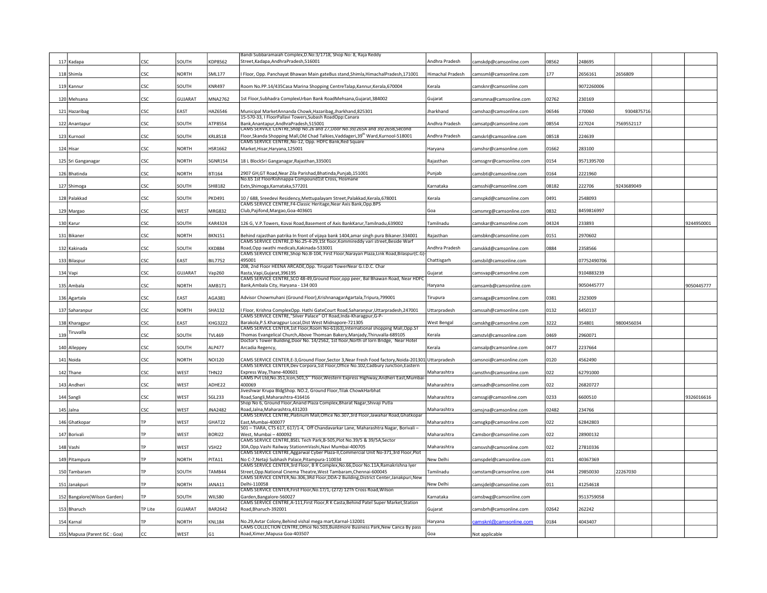| | | | | | | | | | | | | |
|---|---|---|---|---|---|---|---|---|---|---|---|---|
| 117 | Kadapa | CSC | SOUTH | KDP8562 | Bandi Subbaramaiah Complex,D.No:3/1718, Shop No: 8, Raja Reddy Street,Kadapa,AndhraPradesh,516001 | Andhra Pradesh | camskdp@camsonline.com | 08562 | 248695 | | | |
| 118 | Shimla | CSC | NORTH | SML177 | I Floor, Opp. Panchayat Bhawan Main gateBus stand,Shimla,HimachalPradesh,171001 | Himachal Pradesh | camssml@camsonline.com | 177 | 2656161 | 2656809 | | |
| 119 | Kannur | CSC | SOUTH | KNR497 | Room No.PP.14/435Casa Marina Shopping CentreTalap,Kannur,Kerala,670004 | Kerala | camsknr@camsonline.com | | 9072260006 | | | |
| 120 | Mehsana | CSC | GUJARAT | MNA2762 | 1st Floor,Subhadra ComplexUrban Bank RoadMehsana,Gujarat,384002 | Gujarat | camsmna@camsonline.com | 02762 | 230169 | | | |
| 121 | Hazaribag | CSC | EAST | HAZ6546 | Municipal MarketAnnanda Chowk,Hazaribag,Jharkhand,825301 | Jharkhand | camshaz@camsonline.com | 06546 | 270060 | 9304875716 | | |
| 122 | Anantapur | CSC | SOUTH | ATP8554 | 15-570-33, I FloorPallavi Towers,Subash RoadOpp:Canara Bank,Anantapur,AndhraPradesh,515001 | Andhra Pradesh | camsatp@camsonline.com | 08554 | 227024 | 7569552117 | | |
| 123 | Kurnool | CSC | SOUTH | KRL8518 | CAMS SERVICE CENTRE,Shop No.26 and 27,Door No.39/265A and 39/265B,Second Floor,Skanda Shopping Mall,Old Chad Talkies,Vaddageri,39th Ward,Kurnool-518001 | Andhra Pradesh | camskrl@camsonline.com | 08518 | 224639 | | | |
| 124 | Hisar | CSC | NORTH | HSR1662 | CAMS SERVICE CENTRE,No-12, Opp. HDFC Bank,Red Square Market,Hisar,Haryana,125001 | Haryana | camshsr@camsonline.com | 01662 | 283100 | | | |
| 125 | Sri Ganganagar | CSC | NORTH | SGNR154 | 18 L BlockSri Ganganagar,Rajasthan,335001 | Rajasthan | camssgnr@camsonline.com | 0154 | 9571395700 | | | |
| 126 | Bhatinda | CSC | NORTH | BTI164 | 2907 GH,GT Road,Near Zila Parishad,Bhatinda,Punjab,151001 | Punjab | camsbti@camsonline.com | 0164 | 2221960 | | | |
| 127 | Shimoga | CSC | SOUTH | SHI8182 | No.65 1st FloorKishnappa Compound1st Cross, Hosmane Extn,Shimoga,Karnataka,577201 | Karnataka | camsshi@camsonline.com | 08182 | 222706 | 9243689049 | | |
| 128 | Palakkad | CSC | SOUTH | PKD491 | 10 / 688, Sreedevi Residency,Mettupalayam Street,Palakkad,Kerala,678001 | Kerala | camspkd@camsonline.com | 0491 | 2548093 | | | |
| 129 | Margao | CSC | WEST | MRG832 | CAMS SERVICE CENTRE,F4-Classic Heritage,Near Axis Bank,Opp.BPS Club,Pajifond,Margao,Goa-403601 | Goa | camsmrg@camsonline.com | 0832 | 8459816997 | | | |
| 130 | Karur | CSC | SOUTH | KAR4324 | 126 G, V.P.Towers, Kovai Road,Basement of Axis BankKarur,Tamilnadu,639002 | Tamilnadu | camskar@camsonline.com | 04324 | 233893 | | | 9244950001 |
| 131 | Bikaner | CSC | NORTH | BKN151 | Behind rajasthan patrika In front of vijaya bank 1404,amar singh pura Bikaner.334001 | Rajasthan | camsbkn@camsonline.com | 0151 | 2970602 | | | |
| 132 | Kakinada | CSC | SOUTH | KKD884 | CAMS SERVICE CENTRE,D No.25-4-29,1St floor,Kommireddy vari street,Beside Warf Road,Opp swathi medicals,Kakinada-533001 | Andhra Pradesh | camskkd@camsonline.com | 0884 | 2358566 | | | |
| 133 | Bilaspur | CSC | EAST | BIL7752 | CAMS SERVICE CENTRE,Shop No.B-104, First Floor,Narayan Plaza,Link Road,Bilaspur(C.G)-495001 | Chattisgarh | camsbil@camsonline.com | | 07752490706 | | | |
| 134 | Vapi | CSC | GUJARAT | Vap260 | 208, 2nd Floor HEENA ARCADE,Opp. Tirupati TowerNear G.I.D.C. Char Rasta,Vapi,Gujarat,396195 | Gujarat | camsvap@camsonline.com | | 9104883239 | | | |
| 135 | Ambala | CSC | NORTH | AMB171 | CAMS SERVICE CENTRE,SCO 48-49,Ground Floor,opp peer, Bal Bhawan Road, Near HDFC Bank,Ambala City, Haryana - 134 003 | Haryana | camsamb@camsonline.com | | 9050445777 | | | 9050445777 |
| 136 | Agartala | CSC | EAST | AGA381 | Advisor Chowmuhani (Ground Floor),KrishnanagarAgartala,Tripura,799001 | Tirupura | camsaga@camsonline.com | 0381 | 2323009 | | | |
| 137 | Saharanpur | CSC | NORTH | SHA132 | I Floor, Krishna ComplexOpp. Hathi GateCourt Road,Saharanpur,Uttarpradesh,247001 | Uttarpradesh | camssah@camsonline.com | 0132 | 6450137 | | | |
| 138 | Kharagpur | CSC | EAST | KHG3222 | CAMS SERVICE CENTRE,"Silver Palace" OT Road,Inda-Kharagpur,G-P-Barakola,P.S.Kharagpur Local,Dist West Midnapore-721305 | West Bengal | camskhg@camsonline.com | 3222 | 354801 | 9800456034 | | |
| 139 | Tiruvalla | CSC | SOUTH | TVL469 | CAMS SERVICE CENTER,1st Floor,Room No-61(63),International shopping Mall,Opp.ST Thomas Evangelical Church,Above Thomsan Bakery,Manjady,Thiruvalla-689105 | Kerala | camstvl@camsonline.com | 0469 | 2960071 | | | |
| 140 | Alleppey | CSC | SOUTH | ALP477 | Doctor's Tower Building,Door No. 14/2562, 1st floor,North of Iorn Bridge, Near Hotel Arcadia Regency, | Kerala | camsalp@camsonline.com | 0477 | 2237664 | | | |
| 141 | Noida | CSC | NORTH | NOI120 | CAMS SERVICE CENTER,E-3,Ground Floor,Sector 3,Near Fresh Food factory,Noida-201301 | Uttarpradesh | camsnoi@camsonline.com | 0120 | 4562490 | | | |
| 142 | Thane | CSC | WEST | THN22 | CAMS SERVICE CENTER,Dev Corpora,1st Floor,Office No.102,Cadbury Junction,Eastern Express Way,Thane-400601 | Maharashtra | camsthn@camsonline.com | 022 | 62791000 | | | |
| 143 | Andheri | CSC | WEST | ADHE22 | CAMS Pvt Ltd,No.351,Icon,501,5th Floor,Western Express Highway,Andheri East,Mumbai-400069 | Maharashtra | camsadh@camsonline.com | 022 | 26820727 | | | |
| 144 | Sangli | CSC | WEST | SGL233 | Jiveshwar Krupa BldgShop. NO.2, Ground Floor,Tilak ChowkHarbhat Road,Sangli,Maharashtra-416416 | Maharashtra | camssgi@camsonline.com | 0233 | 6600510 | | | 9326016616 |
| 145 | Jalna | CSC | WEST | JNA2482 | Shop No 6, Ground Floor,Anand Plaza Complex,Bharat Nagar,Shivaji Putla Road,Jalna,Maharashtra,431203 | Maharashtra | camsjna@camsonline.com | 02482 | 234766 | | | |
| 146 | Ghatkopar | TP | WEST | GHAT22 | CAMS SERVICE CENTRE,Platinum Mall,Office No.307,3rd Floor,Jawahar Road,Ghatkopar East,Mumbai-400077 | Maharashtra | camsgkp@camsonline.com | 022 | 62842803 | | | |
| 147 | Borivali | TP | WEST | BORI22 | 501 – TIARA, CTS 617, 617/1-4, Off Chandavarkar Lane, Maharashtra Nagar, Borivali – West, Mumbai – 400092 | Maharashtra | Camsbor@camsonline.com | 022 | 28900132 | | | |
| 148 | Vashi | TP | WEST | VSH22 | CAMS SERVICE CENTRE,BSEL Tech Park,B-505,Plot No.39/5 & 39/5A,Sector 30A,Opp.Vashi Railway StationmVashi,Navi Mumbai-400705 | Maharashtra | camsvsh@camsonline.com | 022 | 27810336 | | | |
| 149 | Pitampura | TP | NORTH | PITA11 | CAMS SERVICE CENTRE,Aggarwal Cyber Plaza-II,Commercial Unit No-371,3rd Floor,Plot No C-7,Netaji Subhash Palace,Pitampura-110034 | New Delhi | camspdel@camsonline.com | 011 | 40367369 | | | |
| 150 | Tambaram | TP | SOUTH | TAMB44 | CAMS SERVICE CENTER,3rd Floor, B R Complex,No.66,Door No.11A,Ramakrishna Iyer Street,Opp.National Cinema Theatre,West Tambaram,Chennai-600045 | Tamilnadu | camstam@camsonline.com | 044 | 29850030 | 22267030 | | |
| 151 | Janakpuri | TP | NORTH | JANA11 | CAMS SERVICE CENTER,No.306,3Rd Floor,DDA-2 Building,District Center,Janakpuri,New Delhi-110058 | New Delhi | camsjdel@camsonline.com | 011 | 41254618 | | | |
| 152 | Bangalore(Wilson Garden) | TP | SOUTH | WILS80 | CAMS SERVICE CENTER,First Floor,No.17/1,-(272) 12Th Cross Road,Wilson Garden,Bangalore-560027 | Karnataka | camsbwg@camsonline.com | | 9513759058 | | | |
| 153 | Bharuch | TP Lite | GUJARAT | BAR2642 | CAMS SERVICE CENTRE,A-111,First Floor,R K Casta,Behind Patel Super Market,Station Road,Bharuch-392001 | Gujarat | camsbrh@camsonline.com | 02642 | 262242 | | | |
| 154 | Karnal | TP | NORTH | KNL184 | No.29,Avtar Colony,Behind vishal mega mart,Karnal-132001 | Haryana | camsknl@camsonline.com | 0184 | 4043407 | | | |
| 155 | Mapusa (Parent ISC : Goa) | CC | WEST | G1 | CAMS COLLECTION CENTRE,Office No.503,Buildmore Business Park,New Canca By pass Road,Ximer,Mapusa Goa-403507 | Goa | Not applicable | | | | | |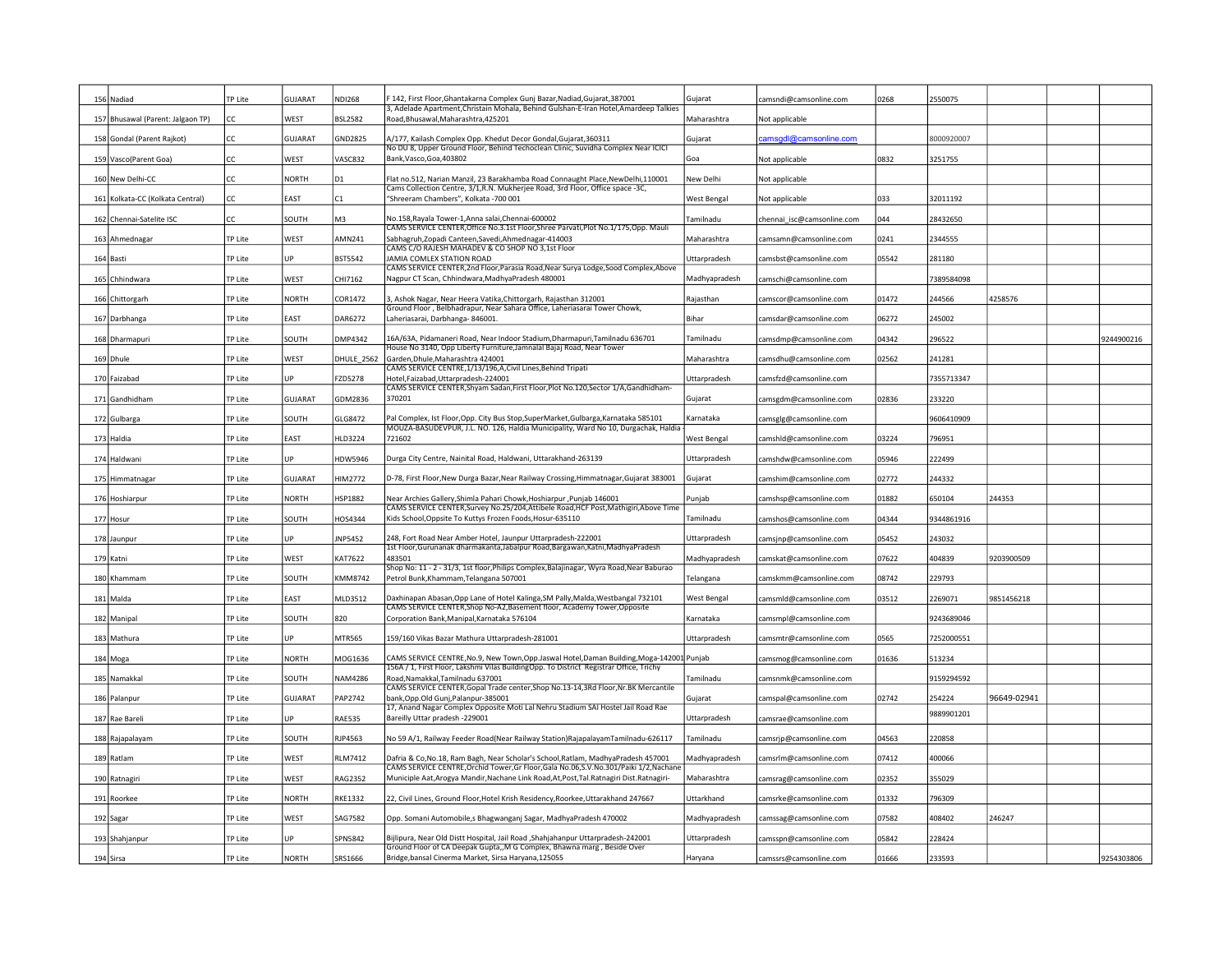| 156 | Nadiad | TP Lite | GUJARAT | NDI268 | F 142, First Floor,Ghantakarna Complex Gunj Bazar,Nadiad,Gujarat,387001 | Gujarat | camsndi@camsonline.com | 0268 | 2550075 | | | |
|---|---|---|---|---|---|---|---|---|---|---|---|---|
| 157 | Bhusawal (Parent: Jalgaon TP) | CC | WEST | BSL2582 | 3, Adelade Apartment,Christain Mohala, Behind Gulshan-E-Iran Hotel,Amardeep Talkies Road,Bhusawal,Maharashtra,425201 | Maharashtra | Not applicable | | | | | |
| 158 | Gondal (Parent Rajkot) | CC | GUJARAT | GND2825 | A/177, Kailash Complex Opp. Khedut Decor Gondal,Gujarat,360311 | Gujarat | camsgdl@camsonline.com | | 8000920007 | | | |
| 159 | Vasco(Parent Goa) | CC | WEST | VASC832 | No DU 8, Upper Ground Floor, Behind Techoclean Clinic, Suvidha Complex Near ICICI Bank,Vasco,Goa,403802 | Goa | Not applicable | 0832 | 3251755 | | | |
| 160 | New Delhi-CC | CC | NORTH | D1 | Flat no.512, Narian Manzil, 23 Barakhamba Road Connaught Place,NewDelhi,110001 | New Delhi | Not applicable | | | | | |
| 161 | Kolkata-CC (Kolkata Central) | CC | EAST | C1 | Cams Collection Centre, 3/1,R.N. Mukherjee Road, 3rd Floor, Office space -3C, "Shreeram Chambers", Kolkata -700 001 | West Bengal | Not applicable | 033 | 32011192 | | | |
| 162 | Chennai-Satelite ISC | CC | SOUTH | M3 | No.158,Rayala Tower-1,Anna salai,Chennai-600002 | Tamilnadu | chennai_isc@camsonline.com | 044 | 28432650 | | | |
| 163 | Ahmednagar | TP Lite | WEST | AMN241 | CAMS SERVICE CENTER,Office No.3.1st Floor,Shree Parvati,Plot No.1/175,Opp. Mauli Sabhagruh,Zopadi Canteen,Savedi,Ahmednagar-414003 | Maharashtra | camsamn@camsonline.com | 0241 | 2344555 | | | |
| 164 | Basti | TP Lite | UP | BST5542 | CAMS C/O RAJESH MAHADEV & CO SHOP NO 3,1st Floor JAMIA COMLEX STATION ROAD | Uttarpradesh | camsbst@camsonline.com | 05542 | 281180 | | | |
| 165 | Chhindwara | TP Lite | WEST | CHI7162 | CAMS SERVICE CENTER,2nd Floor,Parasia Road,Near Surya Lodge,Sood Complex,Above Nagpur CT Scan, Chhindwara,MadhyaPradesh 480001 | Madhyapradesh | camschi@camsonline.com | | 7389584098 | | | |
| 166 | Chittorgarh | TP Lite | NORTH | COR1472 | 3, Ashok Nagar, Near Heera Vatika,Chittorgarh, Rajasthan 312001 | Rajasthan | camscor@camsonline.com | 01472 | 244566 | 4258576 | | |
| 167 | Darbhanga | TP Lite | EAST | DAR6272 | Ground Floor , Belbhadrapur, Near Sahara Office, Laheriasarai Tower Chowk, Laheriasarai, Darbhanga- 846001. | Bihar | camsdar@camsonline.com | 06272 | 245002 | | | |
| 168 | Dharmapuri | TP Lite | SOUTH | DMP4342 | 16A/63A, Pidamaneri Road, Near Indoor Stadium,Dharmapuri,Tamilnadu 636701 | Tamilnadu | camsdmp@camsonline.com | 04342 | 296522 | | | 9244900216 |
| 169 | Dhule | TP Lite | WEST | DHULE_2562 | House No 3140, Opp Liberty Furniture,Jamnalal Bajaj Road, Near Tower Garden,Dhule,Maharashtra 424001 | Maharashtra | camsdhu@camsonline.com | 02562 | 241281 | | | |
| 170 | Faizabad | TP Lite | UP | FZD5278 | CAMS SERVICE CENTRE,1/13/196,A,Civil Lines,Behind Tripati Hotel,Faizabad,Uttarpradesh-224001 | Uttarpradesh | camsfzd@camsonline.com | | 7355713347 | | | |
| 171 | Gandhidham | TP Lite | GUJARAT | GDM2836 | CAMS SERVICE CENTER,Shyam Sadan,First Floor,Plot No.120,Sector 1/A,Gandhidham-370201 | Gujarat | camsgdm@camsonline.com | 02836 | 233220 | | | |
| 172 | Gulbarga | TP Lite | SOUTH | GLG8472 | Pal Complex, Ist Floor,Opp. City Bus Stop,SuperMarket,Gulbarga,Karnataka 585101 | Karnataka | camsglg@camsonline.com | | 9606410909 | | | |
| 173 | Haldia | TP Lite | EAST | HLD3224 | MOUZA-BASUDEVPUR, J.L. NO. 126, Haldia Municipality, Ward No 10, Durgachak, Haldia - 721602 | West Bengal | camshld@camsonline.com | 03224 | 796951 | | | |
| 174 | Haldwani | TP Lite | UP | HDW5946 | Durga City Centre, Nainital Road, Haldwani, Uttarakhand-263139 | Uttarpradesh | camshdw@camsonline.com | 05946 | 222499 | | | |
| 175 | Himmatnagar | TP Lite | GUJARAT | HIM2772 | D-78, First Floor,New Durga Bazar,Near Railway Crossing,Himmatnagar,Gujarat 383001 | Gujarat | camshim@camsonline.com | 02772 | 244332 | | | |
| 176 | Hoshiarpur | TP Lite | NORTH | HSP1882 | Near Archies Gallery,Shimla Pahari Chowk,Hoshiarpur ,Punjab 146001 | Punjab | camshsp@camsonline.com | 01882 | 650104 | 244353 | | |
| 177 | Hosur | TP Lite | SOUTH | HOS4344 | CAMS SERVICE CENTER,Survey No.25/204,Attibele Road,HCF Post,Mathigiri,Above Time Kids School,Oppsite To Kuttys Frozen Foods,Hosur-635110 | Tamilnadu | camshos@camsonline.com | 04344 | 9344861916 | | | |
| 178 | Jaunpur | TP Lite | UP | JNP5452 | 248, Fort Road Near Amber Hotel, Jaunpur Uttarpradesh-222001 | Uttarpradesh | camsjnp@camsonline.com | 05452 | 243032 | | | |
| 179 | Katni | TP Lite | WEST | KAT7622 | 1st Floor,Gurunanak dharmakanta,Jabalpur Road,Bargawan,Katni,MadhyaPradesh 483501 | Madhyapradesh | camskat@camsonline.com | 07622 | 404839 | 9203900509 | | |
| 180 | Khammam | TP Lite | SOUTH | KMM8742 | Shop No: 11 - 2 - 31/3, 1st floor,Philips Complex,Balajinagar, Wyra Road,Near Baburao Petrol Bunk,Khammam,Telangana 507001 | Telangana | camskmm@camsonline.com | 08742 | 229793 | | | |
| 181 | Malda | TP Lite | EAST | MLD3512 | Daxhinapan Abasan,Opp Lane of Hotel Kalinga,SM Pally,Malda,Westbangal 732101 | West Bengal | camsmld@camsonline.com | 03512 | 2269071 | 9851456218 | | |
| 182 | Manipal | TP Lite | SOUTH | 820 | CAMS SERVICE CENTER,Shop No-A2,Basement floor, Academy Tower,Opposite Corporation Bank,Manipal,Karnataka 576104 | Karnataka | camsmpl@camsonline.com | | 9243689046 | | | |
| 183 | Mathura | TP Lite | UP | MTR565 | 159/160 Vikas Bazar Mathura Uttarpradesh-281001 | Uttarpradesh | camsmtr@camsonline.com | 0565 | 7252000551 | | | |
| 184 | Moga | TP Lite | NORTH | MOG1636 | CAMS SERVICE CENTRE,No.9, New Town,Opp.Jaswal Hotel,Daman Building,Moga-142001 | Punjab | camsmog@camsonline.com | 01636 | 513234 | | | |
| 185 | Namakkal | TP Lite | SOUTH | NAM4286 | 156A / 1, First Floor, Lakshmi Vilas BuildingOpp. To District Registrar Office, Trichy Road,Namakkal,Tamilnadu 637001 | Tamilnadu | camsnmk@camsonline.com | | 9159294592 | | | |
| 186 | Palanpur | TP Lite | GUJARAT | PAP2742 | CAMS SERVICE CENTER,Gopal Trade center,Shop No.13-14,3Rd Floor,Nr.BK Mercantile bank,Opp.Old Gunj,Palanpur-385001 | Gujarat | camspal@camsonline.com | 02742 | 254224 | 96649-02941 | | |
| 187 | Rae Bareli | TP Lite | UP | RAE535 | 17, Anand Nagar Complex Opposite Moti Lal Nehru Stadium SAI Hostel Jail Road Rae Bareilly Uttar pradesh -229001 | Uttarpradesh | camsrae@camsonline.com | | 9889901201 | | | |
| 188 | Rajapalayam | TP Lite | SOUTH | RJP4563 | No 59 A/1, Railway Feeder Road(Near Railway Station)RajapalayamTamilnadu-626117 | Tamilnadu | camsrjp@camsonline.com | 04563 | 220858 | | | |
| 189 | Ratlam | TP Lite | WEST | RLM7412 | Dafria & Co,No.18, Ram Bagh, Near Scholar's School,Ratlam, MadhyaPradesh 457001 | Madhyapradesh | camsrlm@camsonline.com | 07412 | 400066 | | | |
| 190 | Ratnagiri | TP Lite | WEST | RAG2352 | CAMS SERVICE CENTRE,Orchid Tower,Gr Floor,Gala No.06,S.V.No.301/Paiki 1/2,Nachane Municiple Aat,Arogya Mandir,Nachane Link Road,At,Post,Tal.Ratnagiri Dist.Ratnagiri- | Maharashtra | camsrag@camsonline.com | 02352 | 355029 | | | |
| 191 | Roorkee | TP Lite | NORTH | RKE1332 | 22, Civil Lines, Ground Floor,Hotel Krish Residency,Roorkee,Uttarakhand 247667 | Uttarkhand | camsrke@camsonline.com | 01332 | 796309 | | | |
| 192 | Sagar | TP Lite | WEST | SAG7582 | Opp. Somani Automobile,s Bhagwanganj Sagar, MadhyaPradesh 470002 | Madhyapradesh | camssag@camsonline.com | 07582 | 408402 | 246247 | | |
| 193 | Shahjanpur | TP Lite | UP | SPN5842 | Bijlipura, Near Old Distt Hospital, Jail Road ,Shahjahanpur Uttarpradesh-242001 | Uttarpradesh | camsspn@camsonline.com | 05842 | 228424 | | | |
| 194 | Sirsa | TP Lite | NORTH | SRS1666 | Ground Floor of CA Deepak Gupta,,M G Complex, Bhawna marg , Beside Over Bridge,bansal Cinerma Market, Sirsa Haryana,125055 | Haryana | camssrs@camsonline.com | 01666 | 233593 | | | 9254303806 |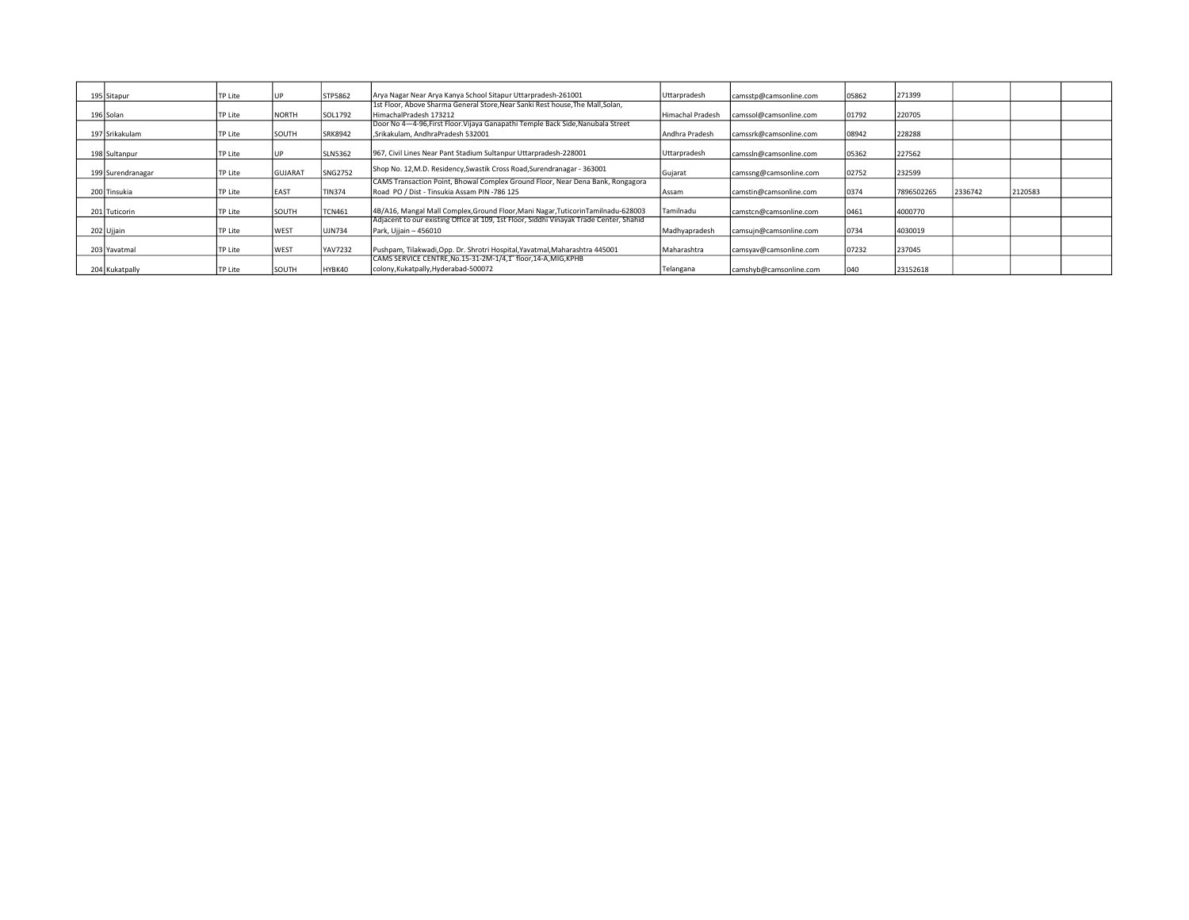| | | | | | | | | | | | | |
|---|---|---|---|---|---|---|---|---|---|---|---|---|
| 195 | Sitapur | TP Lite | UP | STP5862 | Arya Nagar Near Arya Kanya School Sitapur Uttarpradesh-261001 | Uttarpradesh | camsstp@camsonline.com | 05862 | 271399 | | | |
| 196 | Solan | TP Lite | NORTH | SOL1792 | 1st Floor, Above Sharma General Store,Near Sanki Rest house,The Mall,Solan, HimachalPradesh 173212 | Himachal Pradesh | camssol@camsonline.com | 01792 | 220705 | | | |
| 197 | Srikakulam | TP Lite | SOUTH | SRK8942 | Door No 4—4-96,First Floor.Vijaya Ganapathi Temple Back Side,Nanubala Street ,Srikakulam, AndhraPradesh 532001 | Andhra Pradesh | camssrk@camsonline.com | 08942 | 228288 | | | |
| 198 | Sultanpur | TP Lite | UP | SLN5362 | 967, Civil Lines Near Pant Stadium Sultanpur Uttarpradesh-228001 | Uttarpradesh | camssln@camsonline.com | 05362 | 227562 | | | |
| 199 | Surendranagar | TP Lite | GUJARAT | SNG2752 | Shop No. 12,M.D. Residency,Swastik Cross Road,Surendranagar - 363001 | Gujarat | camssng@camsonline.com | 02752 | 232599 | | | |
| 200 | Tinsukia | TP Lite | EAST | TIN374 | CAMS Transaction Point, Bhowal Complex Ground Floor, Near Dena Bank, Rongagora Road PO / Dist - Tinsukia Assam PIN -786 125 | Assam | camstin@camsonline.com | 0374 | 7896502265 | 2336742 | 2120583 | |
| 201 | Tuticorin | TP Lite | SOUTH | TCN461 | 4B/A16, Mangal Mall Complex,Ground Floor,Mani Nagar,TuticorinTamilnadu-628003 | Tamilnadu | camstcn@camsonline.com | 0461 | 4000770 | | | |
| 202 | Ujjain | TP Lite | WEST | UJN734 | Adjacent to our existing Office at 109, 1st Floor, Siddhi Vinayak Trade Center, Shahid Park, Ujjain – 456010 | Madhyapradesh | camsujn@camsonline.com | 0734 | 4030019 | | | |
| 203 | Yavatmal | TP Lite | WEST | YAV7232 | Pushpam, Tilakwadi,Opp. Dr. Shrotri Hospital,Yavatmal,Maharashtra 445001 | Maharashtra | camsyav@camsonline.com | 07232 | 237045 | | | |
| 204 | Kukatpally | TP Lite | SOUTH | HYBK40 | CAMS SERVICE CENTRE,No.15-31-2M-1/4,1st floor,14-A,MIG,KPHB colony,Kukatpally,Hyderabad-500072 | Telangana | camshyb@camsonline.com | 040 | 23152618 | | | |